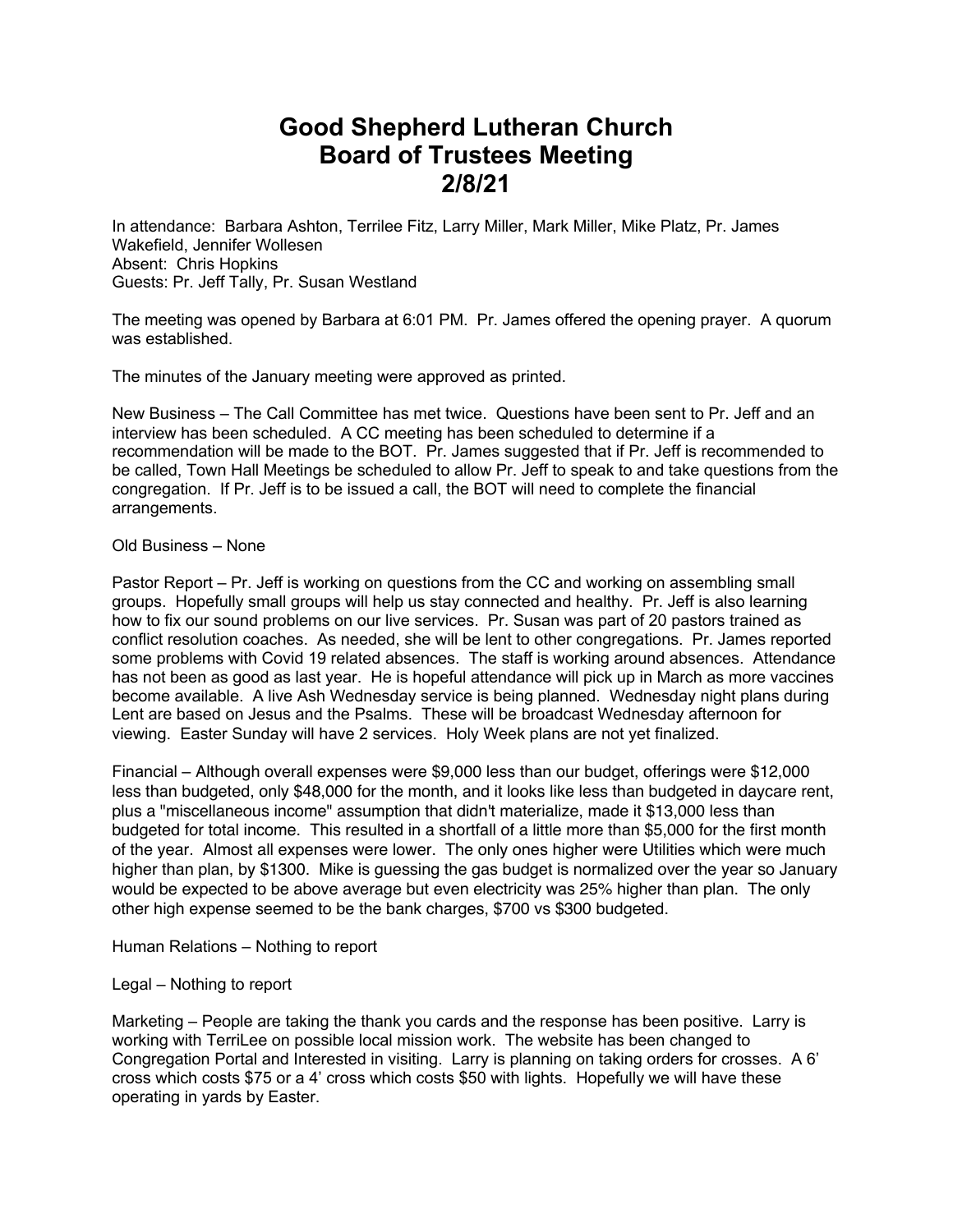# Good Shepherd Lutheran Church
# Board of Trustees Meeting
# 2/8/21

In attendance: Barbara Ashton, Terrilee Fitz, Larry Miller, Mark Miller, Mike Platz, Pr. James Wakefield, Jennifer Wollesen
Absent: Chris Hopkins
Guests: Pr. Jeff Tally, Pr. Susan Westland

The meeting was opened by Barbara at 6:01 PM. Pr. James offered the opening prayer. A quorum was established.

The minutes of the January meeting were approved as printed.

New Business – The Call Committee has met twice. Questions have been sent to Pr. Jeff and an interview has been scheduled. A CC meeting has been scheduled to determine if a recommendation will be made to the BOT. Pr. James suggested that if Pr. Jeff is recommended to be called, Town Hall Meetings be scheduled to allow Pr. Jeff to speak to and take questions from the congregation. If Pr. Jeff is to be issued a call, the BOT will need to complete the financial arrangements.

Old Business – None

Pastor Report – Pr. Jeff is working on questions from the CC and working on assembling small groups. Hopefully small groups will help us stay connected and healthy. Pr. Jeff is also learning how to fix our sound problems on our live services. Pr. Susan was part of 20 pastors trained as conflict resolution coaches. As needed, she will be lent to other congregations. Pr. James reported some problems with Covid 19 related absences. The staff is working around absences. Attendance has not been as good as last year. He is hopeful attendance will pick up in March as more vaccines become available. A live Ash Wednesday service is being planned. Wednesday night plans during Lent are based on Jesus and the Psalms. These will be broadcast Wednesday afternoon for viewing. Easter Sunday will have 2 services. Holy Week plans are not yet finalized.

Financial – Although overall expenses were $9,000 less than our budget, offerings were $12,000 less than budgeted, only $48,000 for the month, and it looks like less than budgeted in daycare rent, plus a "miscellaneous income" assumption that didn't materialize, made it $13,000 less than budgeted for total income. This resulted in a shortfall of a little more than $5,000 for the first month of the year. Almost all expenses were lower. The only ones higher were Utilities which were much higher than plan, by $1300. Mike is guessing the gas budget is normalized over the year so January would be expected to be above average but even electricity was 25% higher than plan. The only other high expense seemed to be the bank charges, $700 vs $300 budgeted.

Human Relations – Nothing to report

Legal – Nothing to report

Marketing – People are taking the thank you cards and the response has been positive. Larry is working with TerriLee on possible local mission work. The website has been changed to Congregation Portal and Interested in visiting. Larry is planning on taking orders for crosses. A 6' cross which costs $75 or a 4' cross which costs $50 with lights. Hopefully we will have these operating in yards by Easter.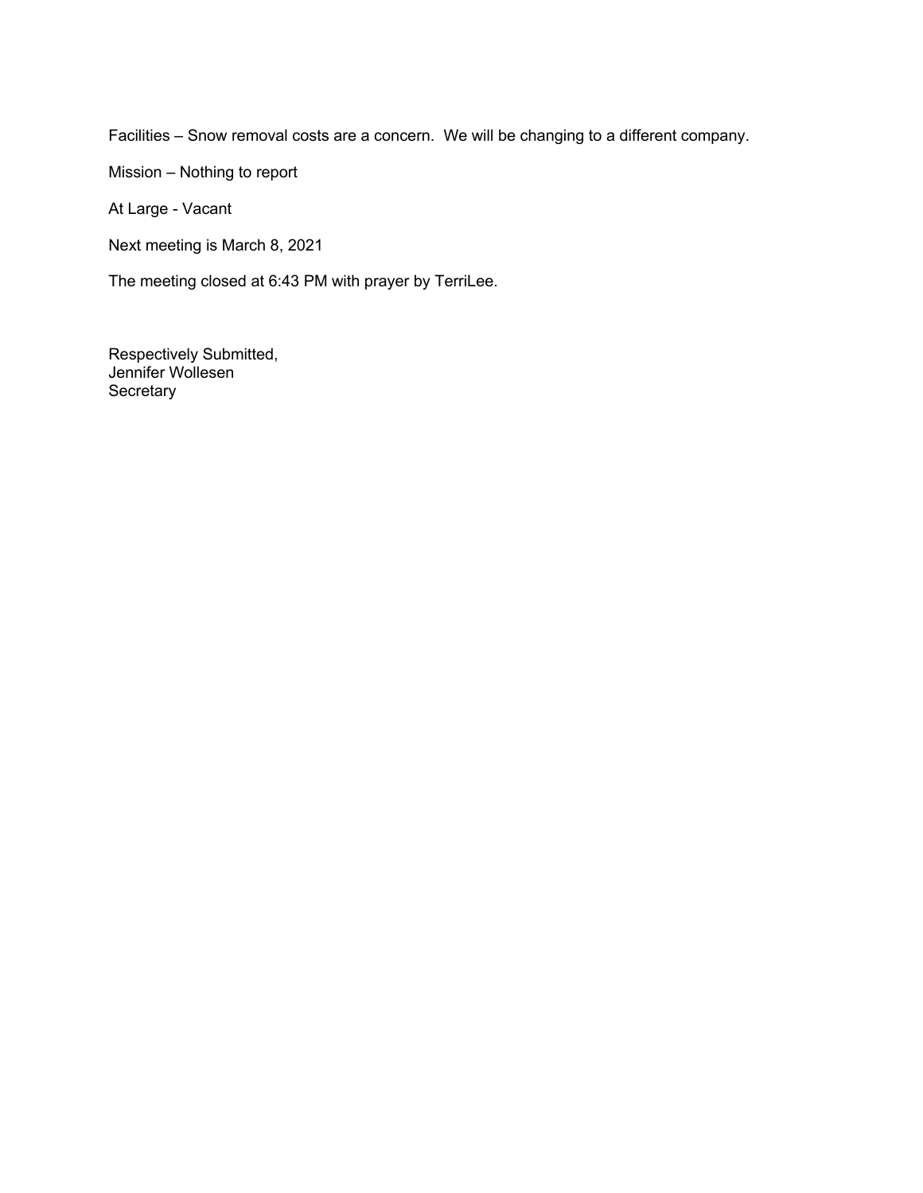Facilities – Snow removal costs are a concern. We will be changing to a different company.

Mission – Nothing to report

At Large - Vacant

Next meeting is March 8, 2021

The meeting closed at 6:43 PM with prayer by TerriLee.

Respectively Submitted,
Jennifer Wollesen
Secretary